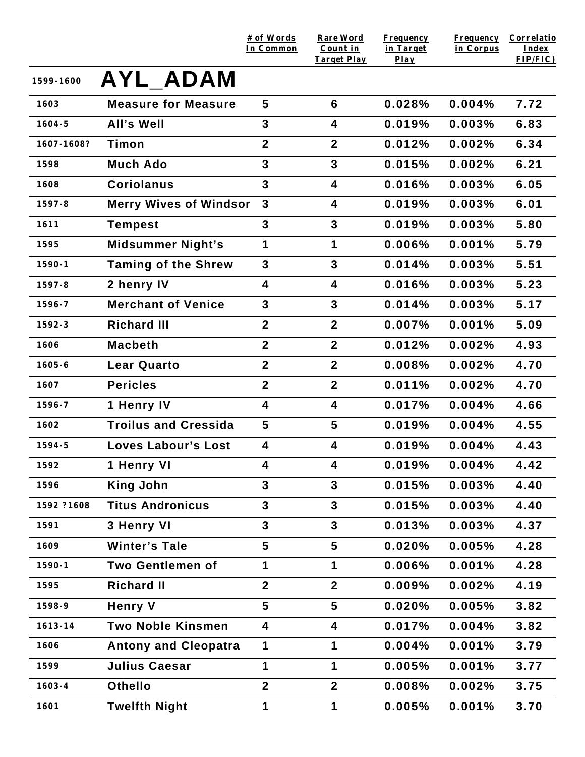| | | # of Words In Common | Rare Word Count in Target Play | Frequency in Target Play | Frequency in Corpus | Correlatio Index FIP/FIC) |
|---|---|---|---|---|---|---|
| 1599-1600 | **AYL_ADAM** | | | | | |
| 1603 | Measure for Measure | 5 | 6 | 0.028% | 0.004% | 7.72 |
| 1604-5 | All's Well | 3 | 4 | 0.019% | 0.003% | 6.83 |
| 1607-1608? | Timon | 2 | 2 | 0.012% | 0.002% | 6.34 |
| 1598 | Much Ado | 3 | 3 | 0.015% | 0.002% | 6.21 |
| 1608 | Coriolanus | 3 | 4 | 0.016% | 0.003% | 6.05 |
| 1597-8 | Merry Wives of Windsor | 3 | 4 | 0.019% | 0.003% | 6.01 |
| 1611 | Tempest | 3 | 3 | 0.019% | 0.003% | 5.80 |
| 1595 | Midsummer Night's | 1 | 1 | 0.006% | 0.001% | 5.79 |
| 1590-1 | Taming of the Shrew | 3 | 3 | 0.014% | 0.003% | 5.51 |
| 1597-8 | 2 henry IV | 4 | 4 | 0.016% | 0.003% | 5.23 |
| 1596-7 | Merchant of Venice | 3 | 3 | 0.014% | 0.003% | 5.17 |
| 1592-3 | Richard III | 2 | 2 | 0.007% | 0.001% | 5.09 |
| 1606 | Macbeth | 2 | 2 | 0.012% | 0.002% | 4.93 |
| 1605-6 | Lear Quarto | 2 | 2 | 0.008% | 0.002% | 4.70 |
| 1607 | Pericles | 2 | 2 | 0.011% | 0.002% | 4.70 |
| 1596-7 | 1 Henry IV | 4 | 4 | 0.017% | 0.004% | 4.66 |
| 1602 | Troilus and Cressida | 5 | 5 | 0.019% | 0.004% | 4.55 |
| 1594-5 | Loves Labour's Lost | 4 | 4 | 0.019% | 0.004% | 4.43 |
| 1592 | 1 Henry VI | 4 | 4 | 0.019% | 0.004% | 4.42 |
| 1596 | King John | 3 | 3 | 0.015% | 0.003% | 4.40 |
| 1592 ?1608 | Titus Andronicus | 3 | 3 | 0.015% | 0.003% | 4.40 |
| 1591 | 3 Henry VI | 3 | 3 | 0.013% | 0.003% | 4.37 |
| 1609 | Winter's Tale | 5 | 5 | 0.020% | 0.005% | 4.28 |
| 1590-1 | Two Gentlemen of | 1 | 1 | 0.006% | 0.001% | 4.28 |
| 1595 | Richard II | 2 | 2 | 0.009% | 0.002% | 4.19 |
| 1598-9 | Henry V | 5 | 5 | 0.020% | 0.005% | 3.82 |
| 1613-14 | Two Noble Kinsmen | 4 | 4 | 0.017% | 0.004% | 3.82 |
| 1606 | Antony and Cleopatra | 1 | 1 | 0.004% | 0.001% | 3.79 |
| 1599 | Julius Caesar | 1 | 1 | 0.005% | 0.001% | 3.77 |
| 1603-4 | Othello | 2 | 2 | 0.008% | 0.002% | 3.75 |
| 1601 | Twelfth Night | 1 | 1 | 0.005% | 0.001% | 3.70 |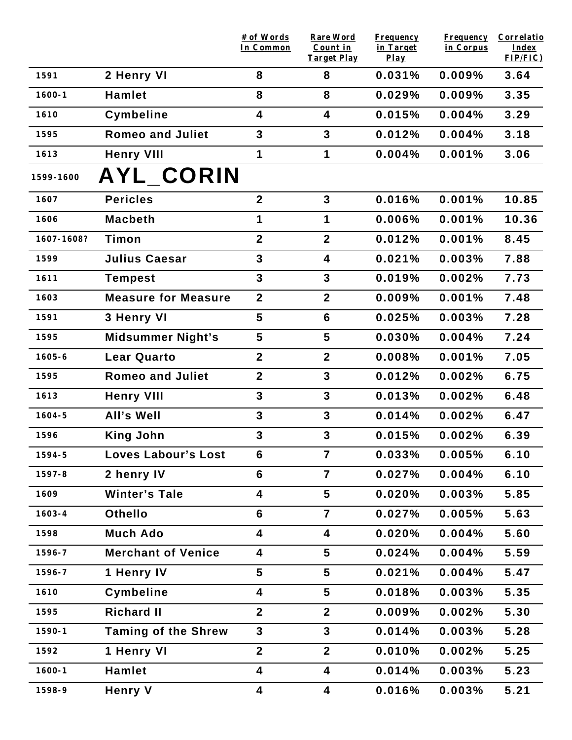| | | # of Words In Common | Rare Word Count in Target Play | Frequency in Target Play | Frequency in Corpus | Correlatio Index FIP/FIC) |
|---|---|---|---|---|---|---|
| 1591 | 2 Henry VI | 8 | 8 | 0.031% | 0.009% | 3.64 |
| 1600-1 | Hamlet | 8 | 8 | 0.029% | 0.009% | 3.35 |
| 1610 | Cymbeline | 4 | 4 | 0.015% | 0.004% | 3.29 |
| 1595 | Romeo and Juliet | 3 | 3 | 0.012% | 0.004% | 3.18 |
| 1613 | Henry VIII | 1 | 1 | 0.004% | 0.001% | 3.06 |
| 1599-1600 | **AYL_CORIN** | | | | | |
| 1607 | Pericles | 2 | 3 | 0.016% | 0.001% | 10.85 |
| 1606 | Macbeth | 1 | 1 | 0.006% | 0.001% | 10.36 |
| 1607-1608? | Timon | 2 | 2 | 0.012% | 0.001% | 8.45 |
| 1599 | Julius Caesar | 3 | 4 | 0.021% | 0.003% | 7.88 |
| 1611 | Tempest | 3 | 3 | 0.019% | 0.002% | 7.73 |
| 1603 | Measure for Measure | 2 | 2 | 0.009% | 0.001% | 7.48 |
| 1591 | 3 Henry VI | 5 | 6 | 0.025% | 0.003% | 7.28 |
| 1595 | Midsummer Night's | 5 | 5 | 0.030% | 0.004% | 7.24 |
| 1605-6 | Lear Quarto | 2 | 2 | 0.008% | 0.001% | 7.05 |
| 1595 | Romeo and Juliet | 2 | 3 | 0.012% | 0.002% | 6.75 |
| 1613 | Henry VIII | 3 | 3 | 0.013% | 0.002% | 6.48 |
| 1604-5 | All's Well | 3 | 3 | 0.014% | 0.002% | 6.47 |
| 1596 | King John | 3 | 3 | 0.015% | 0.002% | 6.39 |
| 1594-5 | Loves Labour's Lost | 6 | 7 | 0.033% | 0.005% | 6.10 |
| 1597-8 | 2 henry IV | 6 | 7 | 0.027% | 0.004% | 6.10 |
| 1609 | Winter's Tale | 4 | 5 | 0.020% | 0.003% | 5.85 |
| 1603-4 | Othello | 6 | 7 | 0.027% | 0.005% | 5.63 |
| 1598 | Much Ado | 4 | 4 | 0.020% | 0.004% | 5.60 |
| 1596-7 | Merchant of Venice | 4 | 5 | 0.024% | 0.004% | 5.59 |
| 1596-7 | 1 Henry IV | 5 | 5 | 0.021% | 0.004% | 5.47 |
| 1610 | Cymbeline | 4 | 5 | 0.018% | 0.003% | 5.35 |
| 1595 | Richard II | 2 | 2 | 0.009% | 0.002% | 5.30 |
| 1590-1 | Taming of the Shrew | 3 | 3 | 0.014% | 0.003% | 5.28 |
| 1592 | 1 Henry VI | 2 | 2 | 0.010% | 0.002% | 5.25 |
| 1600-1 | Hamlet | 4 | 4 | 0.014% | 0.003% | 5.23 |
| 1598-9 | Henry V | 4 | 4 | 0.016% | 0.003% | 5.21 |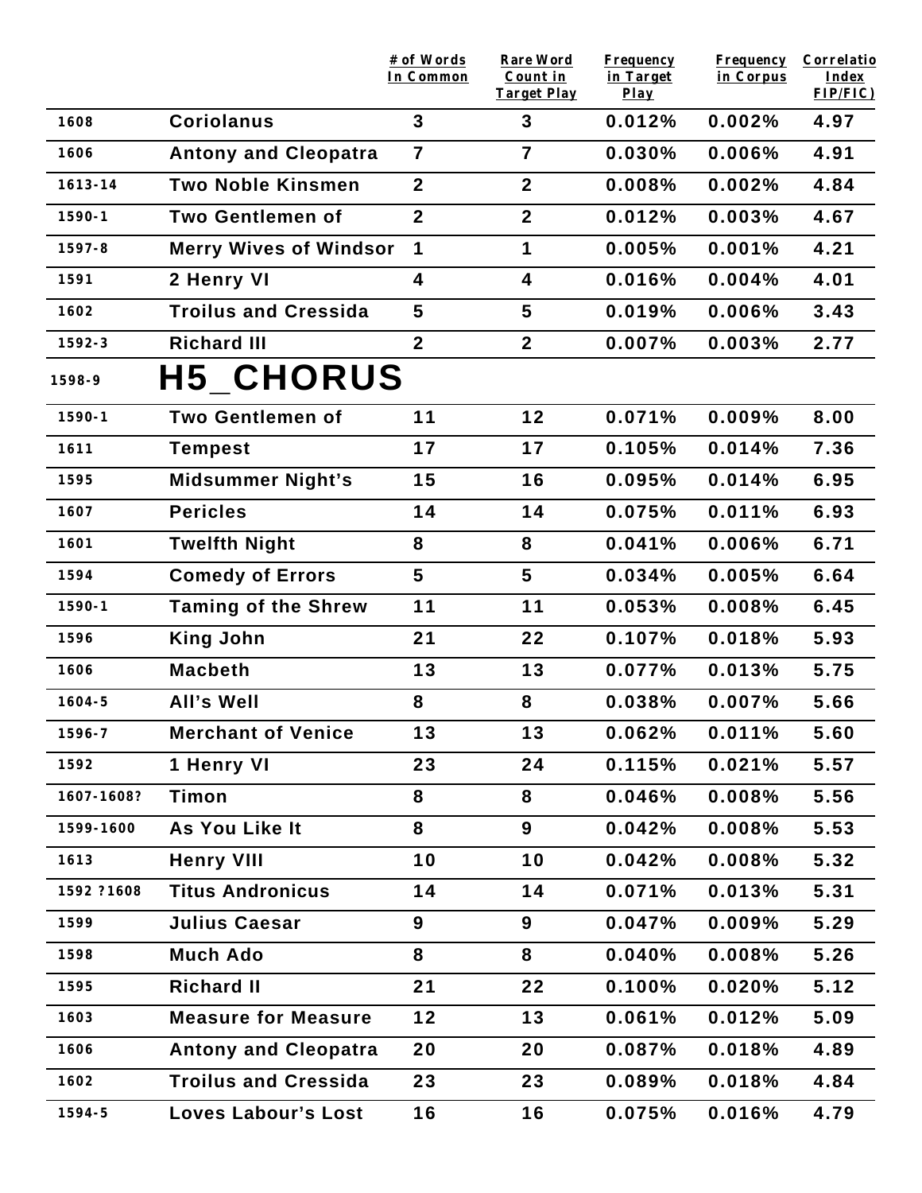| | | # of Words In Common | Rare Word Count in Target Play | Frequency in Target Play | Frequency in Corpus | Correlation Index FIP/FIC) |
|---|---|---|---|---|---|---|
| 1608 | **Coriolanus** | 3 | 3 | 0.012% | 0.002% | 4.97 |
| 1606 | **Antony and Cleopatra** | 7 | 7 | 0.030% | 0.006% | 4.91 |
| 1613-14 | **Two Noble Kinsmen** | 2 | 2 | 0.008% | 0.002% | 4.84 |
| 1590-1 | **Two Gentlemen of** | 2 | 2 | 0.012% | 0.003% | 4.67 |
| 1597-8 | **Merry Wives of Windsor** | 1 | 1 | 0.005% | 0.001% | 4.21 |
| 1591 | **2 Henry VI** | 4 | 4 | 0.016% | 0.004% | 4.01 |
| 1602 | **Troilus and Cressida** | 5 | 5 | 0.019% | 0.006% | 3.43 |
| 1592-3 | **Richard III** | 2 | 2 | 0.007% | 0.003% | 2.77 |
| 1598-9 | **H5_CHORUS** | | | | | |
| 1590-1 | **Two Gentlemen of** | 11 | 12 | 0.071% | 0.009% | 8.00 |
| 1611 | **Tempest** | 17 | 17 | 0.105% | 0.014% | 7.36 |
| 1595 | **Midsummer Night's** | 15 | 16 | 0.095% | 0.014% | 6.95 |
| 1607 | **Pericles** | 14 | 14 | 0.075% | 0.011% | 6.93 |
| 1601 | **Twelfth Night** | 8 | 8 | 0.041% | 0.006% | 6.71 |
| 1594 | **Comedy of Errors** | 5 | 5 | 0.034% | 0.005% | 6.64 |
| 1590-1 | **Taming of the Shrew** | 11 | 11 | 0.053% | 0.008% | 6.45 |
| 1596 | **King John** | 21 | 22 | 0.107% | 0.018% | 5.93 |
| 1606 | **Macbeth** | 13 | 13 | 0.077% | 0.013% | 5.75 |
| 1604-5 | **All's Well** | 8 | 8 | 0.038% | 0.007% | 5.66 |
| 1596-7 | **Merchant of Venice** | 13 | 13 | 0.062% | 0.011% | 5.60 |
| 1592 | **1 Henry VI** | 23 | 24 | 0.115% | 0.021% | 5.57 |
| 1607-1608? | **Timon** | 8 | 8 | 0.046% | 0.008% | 5.56 |
| 1599-1600 | **As You Like It** | 8 | 9 | 0.042% | 0.008% | 5.53 |
| 1613 | **Henry VIII** | 10 | 10 | 0.042% | 0.008% | 5.32 |
| 1592 ?1608 | **Titus Andronicus** | 14 | 14 | 0.071% | 0.013% | 5.31 |
| 1599 | **Julius Caesar** | 9 | 9 | 0.047% | 0.009% | 5.29 |
| 1598 | **Much Ado** | 8 | 8 | 0.040% | 0.008% | 5.26 |
| 1595 | **Richard II** | 21 | 22 | 0.100% | 0.020% | 5.12 |
| 1603 | **Measure for Measure** | 12 | 13 | 0.061% | 0.012% | 5.09 |
| 1606 | **Antony and Cleopatra** | 20 | 20 | 0.087% | 0.018% | 4.89 |
| 1602 | **Troilus and Cressida** | 23 | 23 | 0.089% | 0.018% | 4.84 |
| 1594-5 | **Loves Labour's Lost** | 16 | 16 | 0.075% | 0.016% | 4.79 |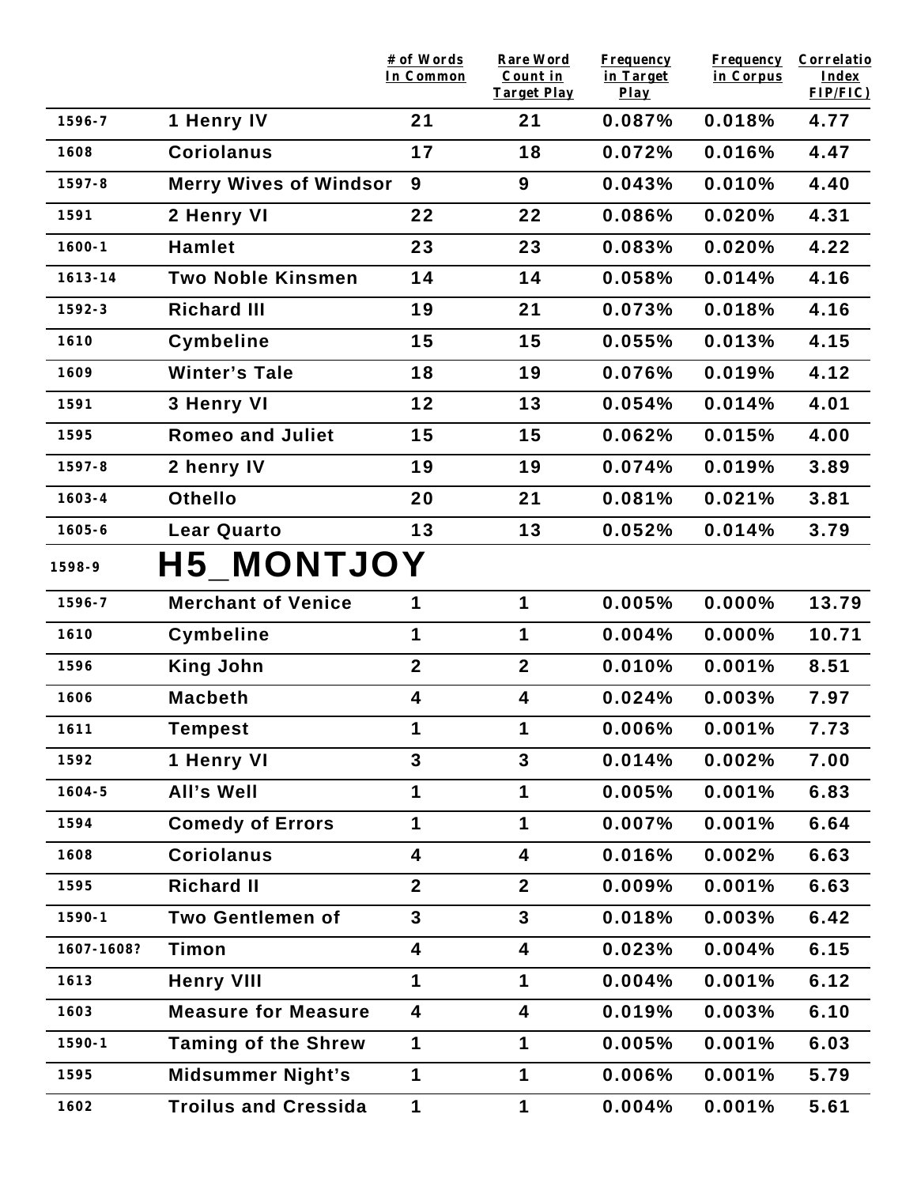| | | # of Words In Common | Rare Word Count in Target Play | Frequency in Target Play | Frequency in Corpus | Correlatio Index FIP/FIC) |
|---|---|---|---|---|---|---|
| 1596-7 | 1 Henry IV | 21 | 21 | 0.087% | 0.018% | 4.77 |
| 1608 | Coriolanus | 17 | 18 | 0.072% | 0.016% | 4.47 |
| 1597-8 | Merry Wives of Windsor | 9 | 9 | 0.043% | 0.010% | 4.40 |
| 1591 | 2 Henry VI | 22 | 22 | 0.086% | 0.020% | 4.31 |
| 1600-1 | Hamlet | 23 | 23 | 0.083% | 0.020% | 4.22 |
| 1613-14 | Two Noble Kinsmen | 14 | 14 | 0.058% | 0.014% | 4.16 |
| 1592-3 | Richard III | 19 | 21 | 0.073% | 0.018% | 4.16 |
| 1610 | Cymbeline | 15 | 15 | 0.055% | 0.013% | 4.15 |
| 1609 | Winter's Tale | 18 | 19 | 0.076% | 0.019% | 4.12 |
| 1591 | 3 Henry VI | 12 | 13 | 0.054% | 0.014% | 4.01 |
| 1595 | Romeo and Juliet | 15 | 15 | 0.062% | 0.015% | 4.00 |
| 1597-8 | 2 henry IV | 19 | 19 | 0.074% | 0.019% | 3.89 |
| 1603-4 | Othello | 20 | 21 | 0.081% | 0.021% | 3.81 |
| 1605-6 | Lear Quarto | 13 | 13 | 0.052% | 0.014% | 3.79 |

## 1598-9 H5_MONTJOY

| | | # of Words In Common | Rare Word Count in Target Play | Frequency in Target Play | Frequency in Corpus | Correlatio Index FIP/FIC) |
|---|---|---|---|---|---|---|
| 1596-7 | Merchant of Venice | 1 | 1 | 0.005% | 0.000% | 13.79 |
| 1610 | Cymbeline | 1 | 1 | 0.004% | 0.000% | 10.71 |
| 1596 | King John | 2 | 2 | 0.010% | 0.001% | 8.51 |
| 1606 | Macbeth | 4 | 4 | 0.024% | 0.003% | 7.97 |
| 1611 | Tempest | 1 | 1 | 0.006% | 0.001% | 7.73 |
| 1592 | 1 Henry VI | 3 | 3 | 0.014% | 0.002% | 7.00 |
| 1604-5 | All's Well | 1 | 1 | 0.005% | 0.001% | 6.83 |
| 1594 | Comedy of Errors | 1 | 1 | 0.007% | 0.001% | 6.64 |
| 1608 | Coriolanus | 4 | 4 | 0.016% | 0.002% | 6.63 |
| 1595 | Richard II | 2 | 2 | 0.009% | 0.001% | 6.63 |
| 1590-1 | Two Gentlemen of | 3 | 3 | 0.018% | 0.003% | 6.42 |
| 1607-1608? | Timon | 4 | 4 | 0.023% | 0.004% | 6.15 |
| 1613 | Henry VIII | 1 | 1 | 0.004% | 0.001% | 6.12 |
| 1603 | Measure for Measure | 4 | 4 | 0.019% | 0.003% | 6.10 |
| 1590-1 | Taming of the Shrew | 1 | 1 | 0.005% | 0.001% | 6.03 |
| 1595 | Midsummer Night's | 1 | 1 | 0.006% | 0.001% | 5.79 |
| 1602 | Troilus and Cressida | 1 | 1 | 0.004% | 0.001% | 5.61 |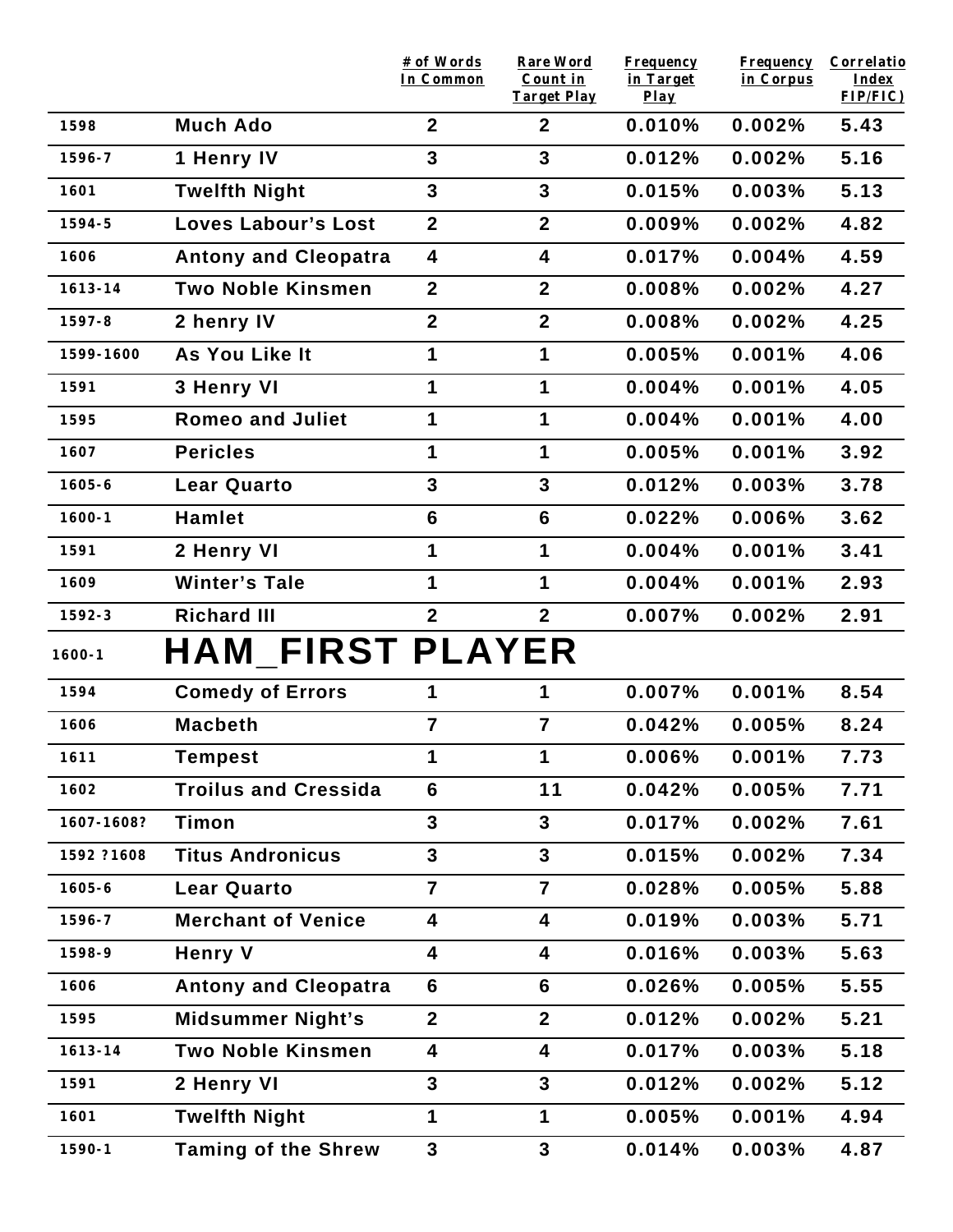| | | # of Words In Common | Rare Word Count in Target Play | Frequency in Target Play | Frequency in Corpus | Correlatio Index FIP/FIC) |
|---|---|---|---|---|---|---|
| 1598 | Much Ado | 2 | 2 | 0.010% | 0.002% | 5.43 |
| 1596-7 | 1 Henry IV | 3 | 3 | 0.012% | 0.002% | 5.16 |
| 1601 | Twelfth Night | 3 | 3 | 0.015% | 0.003% | 5.13 |
| 1594-5 | Loves Labour's Lost | 2 | 2 | 0.009% | 0.002% | 4.82 |
| 1606 | Antony and Cleopatra | 4 | 4 | 0.017% | 0.004% | 4.59 |
| 1613-14 | Two Noble Kinsmen | 2 | 2 | 0.008% | 0.002% | 4.27 |
| 1597-8 | 2 henry IV | 2 | 2 | 0.008% | 0.002% | 4.25 |
| 1599-1600 | As You Like It | 1 | 1 | 0.005% | 0.001% | 4.06 |
| 1591 | 3 Henry VI | 1 | 1 | 0.004% | 0.001% | 4.05 |
| 1595 | Romeo and Juliet | 1 | 1 | 0.004% | 0.001% | 4.00 |
| 1607 | Pericles | 1 | 1 | 0.005% | 0.001% | 3.92 |
| 1605-6 | Lear Quarto | 3 | 3 | 0.012% | 0.003% | 3.78 |
| 1600-1 | Hamlet | 6 | 6 | 0.022% | 0.006% | 3.62 |
| 1591 | 2 Henry VI | 1 | 1 | 0.004% | 0.001% | 3.41 |
| 1609 | Winter's Tale | 1 | 1 | 0.004% | 0.001% | 2.93 |
| 1592-3 | Richard III | 2 | 2 | 0.007% | 0.002% | 2.91 |
| 1600-1 | **HAM_FIRST PLAYER** | | | | | |
| 1594 | Comedy of Errors | 1 | 1 | 0.007% | 0.001% | 8.54 |
| 1606 | Macbeth | 7 | 7 | 0.042% | 0.005% | 8.24 |
| 1611 | Tempest | 1 | 1 | 0.006% | 0.001% | 7.73 |
| 1602 | Troilus and Cressida | 6 | 11 | 0.042% | 0.005% | 7.71 |
| 1607-1608? | Timon | 3 | 3 | 0.017% | 0.002% | 7.61 |
| 1592 ?1608 | Titus Andronicus | 3 | 3 | 0.015% | 0.002% | 7.34 |
| 1605-6 | Lear Quarto | 7 | 7 | 0.028% | 0.005% | 5.88 |
| 1596-7 | Merchant of Venice | 4 | 4 | 0.019% | 0.003% | 5.71 |
| 1598-9 | Henry V | 4 | 4 | 0.016% | 0.003% | 5.63 |
| 1606 | Antony and Cleopatra | 6 | 6 | 0.026% | 0.005% | 5.55 |
| 1595 | Midsummer Night's | 2 | 2 | 0.012% | 0.002% | 5.21 |
| 1613-14 | Two Noble Kinsmen | 4 | 4 | 0.017% | 0.003% | 5.18 |
| 1591 | 2 Henry VI | 3 | 3 | 0.012% | 0.002% | 5.12 |
| 1601 | Twelfth Night | 1 | 1 | 0.005% | 0.001% | 4.94 |
| 1590-1 | Taming of the Shrew | 3 | 3 | 0.014% | 0.003% | 4.87 |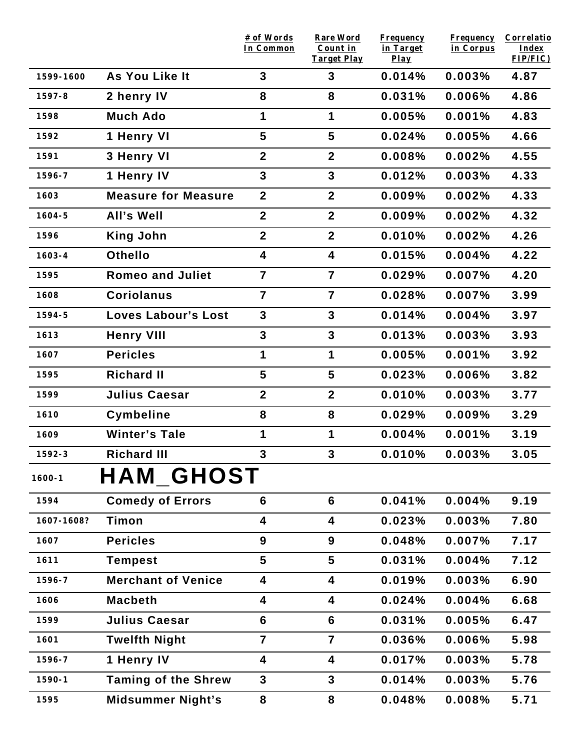|  |  | # of Words In Common | Rare Word Count in Target Play | Frequency in Target Play | Frequency in Corpus | Correlatio Index FIP/FIC) |
|---|---|---|---|---|---|---|
| 1599-1600 | **As You Like It** | 3 | 3 | 0.014% | 0.003% | 4.87 |
| 1597-8 | **2 henry IV** | 8 | 8 | 0.031% | 0.006% | 4.86 |
| 1598 | **Much Ado** | 1 | 1 | 0.005% | 0.001% | 4.83 |
| 1592 | **1 Henry VI** | 5 | 5 | 0.024% | 0.005% | 4.66 |
| 1591 | **3 Henry VI** | 2 | 2 | 0.008% | 0.002% | 4.55 |
| 1596-7 | **1 Henry IV** | 3 | 3 | 0.012% | 0.003% | 4.33 |
| 1603 | **Measure for Measure** | 2 | 2 | 0.009% | 0.002% | 4.33 |
| 1604-5 | **All's Well** | 2 | 2 | 0.009% | 0.002% | 4.32 |
| 1596 | **King John** | 2 | 2 | 0.010% | 0.002% | 4.26 |
| 1603-4 | **Othello** | 4 | 4 | 0.015% | 0.004% | 4.22 |
| 1595 | **Romeo and Juliet** | 7 | 7 | 0.029% | 0.007% | 4.20 |
| 1608 | **Coriolanus** | 7 | 7 | 0.028% | 0.007% | 3.99 |
| 1594-5 | **Loves Labour's Lost** | 3 | 3 | 0.014% | 0.004% | 3.97 |
| 1613 | **Henry VIII** | 3 | 3 | 0.013% | 0.003% | 3.93 |
| 1607 | **Pericles** | 1 | 1 | 0.005% | 0.001% | 3.92 |
| 1595 | **Richard II** | 5 | 5 | 0.023% | 0.006% | 3.82 |
| 1599 | **Julius Caesar** | 2 | 2 | 0.010% | 0.003% | 3.77 |
| 1610 | **Cymbeline** | 8 | 8 | 0.029% | 0.009% | 3.29 |
| 1609 | **Winter's Tale** | 1 | 1 | 0.004% | 0.001% | 3.19 |
| 1592-3 | **Richard III** | 3 | 3 | 0.010% | 0.003% | 3.05 |
| 1600-1 | **HAM_GHOST** |  |  |  |  |  |
| 1594 | **Comedy of Errors** | 6 | 6 | 0.041% | 0.004% | 9.19 |
| 1607-1608? | **Timon** | 4 | 4 | 0.023% | 0.003% | 7.80 |
| 1607 | **Pericles** | 9 | 9 | 0.048% | 0.007% | 7.17 |
| 1611 | **Tempest** | 5 | 5 | 0.031% | 0.004% | 7.12 |
| 1596-7 | **Merchant of Venice** | 4 | 4 | 0.019% | 0.003% | 6.90 |
| 1606 | **Macbeth** | 4 | 4 | 0.024% | 0.004% | 6.68 |
| 1599 | **Julius Caesar** | 6 | 6 | 0.031% | 0.005% | 6.47 |
| 1601 | **Twelfth Night** | 7 | 7 | 0.036% | 0.006% | 5.98 |
| 1596-7 | **1 Henry IV** | 4 | 4 | 0.017% | 0.003% | 5.78 |
| 1590-1 | **Taming of the Shrew** | 3 | 3 | 0.014% | 0.003% | 5.76 |
| 1595 | **Midsummer Night's** | 8 | 8 | 0.048% | 0.008% | 5.71 |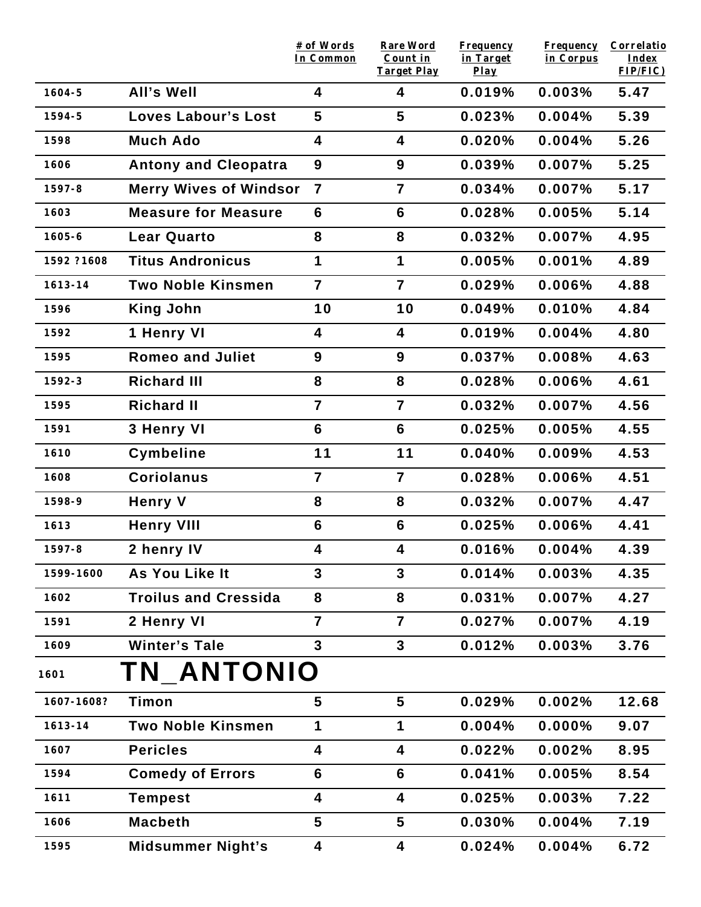| | | # of Words In Common | Rare Word Count in Target Play | Frequency in Target Play | Frequency in Corpus | Correlatio Index FIP/FIC) |
|---|---|---|---|---|---|---|
| 1604-5 | All's Well | 4 | 4 | 0.019% | 0.003% | 5.47 |
| 1594-5 | Loves Labour's Lost | 5 | 5 | 0.023% | 0.004% | 5.39 |
| 1598 | Much Ado | 4 | 4 | 0.020% | 0.004% | 5.26 |
| 1606 | Antony and Cleopatra | 9 | 9 | 0.039% | 0.007% | 5.25 |
| 1597-8 | Merry Wives of Windsor | 7 | 7 | 0.034% | 0.007% | 5.17 |
| 1603 | Measure for Measure | 6 | 6 | 0.028% | 0.005% | 5.14 |
| 1605-6 | Lear Quarto | 8 | 8 | 0.032% | 0.007% | 4.95 |
| 1592 ?1608 | Titus Andronicus | 1 | 1 | 0.005% | 0.001% | 4.89 |
| 1613-14 | Two Noble Kinsmen | 7 | 7 | 0.029% | 0.006% | 4.88 |
| 1596 | King John | 10 | 10 | 0.049% | 0.010% | 4.84 |
| 1592 | 1 Henry VI | 4 | 4 | 0.019% | 0.004% | 4.80 |
| 1595 | Romeo and Juliet | 9 | 9 | 0.037% | 0.008% | 4.63 |
| 1592-3 | Richard III | 8 | 8 | 0.028% | 0.006% | 4.61 |
| 1595 | Richard II | 7 | 7 | 0.032% | 0.007% | 4.56 |
| 1591 | 3 Henry VI | 6 | 6 | 0.025% | 0.005% | 4.55 |
| 1610 | Cymbeline | 11 | 11 | 0.040% | 0.009% | 4.53 |
| 1608 | Coriolanus | 7 | 7 | 0.028% | 0.006% | 4.51 |
| 1598-9 | Henry V | 8 | 8 | 0.032% | 0.007% | 4.47 |
| 1613 | Henry VIII | 6 | 6 | 0.025% | 0.006% | 4.41 |
| 1597-8 | 2 henry IV | 4 | 4 | 0.016% | 0.004% | 4.39 |
| 1599-1600 | As You Like It | 3 | 3 | 0.014% | 0.003% | 4.35 |
| 1602 | Troilus and Cressida | 8 | 8 | 0.031% | 0.007% | 4.27 |
| 1591 | 2 Henry VI | 7 | 7 | 0.027% | 0.007% | 4.19 |
| 1609 | Winter's Tale | 3 | 3 | 0.012% | 0.003% | 3.76 |
| 1601 | **TN_ANTONIO** | | | | | |
| 1607-1608? | Timon | 5 | 5 | 0.029% | 0.002% | 12.68 |
| 1613-14 | Two Noble Kinsmen | 1 | 1 | 0.004% | 0.000% | 9.07 |
| 1607 | Pericles | 4 | 4 | 0.022% | 0.002% | 8.95 |
| 1594 | Comedy of Errors | 6 | 6 | 0.041% | 0.005% | 8.54 |
| 1611 | Tempest | 4 | 4 | 0.025% | 0.003% | 7.22 |
| 1606 | Macbeth | 5 | 5 | 0.030% | 0.004% | 7.19 |
| 1595 | Midsummer Night's | 4 | 4 | 0.024% | 0.004% | 6.72 |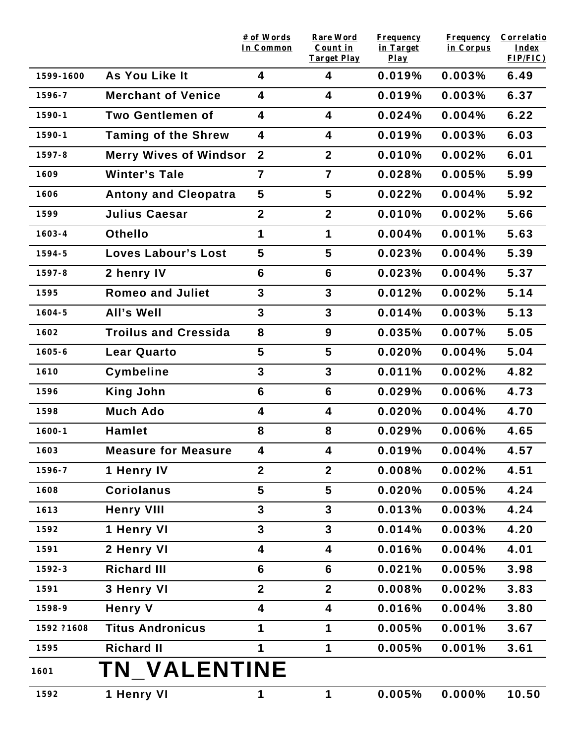| | | # of Words In Common | Rare Word Count in Target Play | Frequency in Target Play | Frequency in Corpus | Correlatio Index FIP/FIC) |
|---|---|---|---|---|---|---|
| 1599-1600 | As You Like It | 4 | 4 | 0.019% | 0.003% | 6.49 |
| 1596-7 | Merchant of Venice | 4 | 4 | 0.019% | 0.003% | 6.37 |
| 1590-1 | Two Gentlemen of | 4 | 4 | 0.024% | 0.004% | 6.22 |
| 1590-1 | Taming of the Shrew | 4 | 4 | 0.019% | 0.003% | 6.03 |
| 1597-8 | Merry Wives of Windsor | 2 | 2 | 0.010% | 0.002% | 6.01 |
| 1609 | Winter's Tale | 7 | 7 | 0.028% | 0.005% | 5.99 |
| 1606 | Antony and Cleopatra | 5 | 5 | 0.022% | 0.004% | 5.92 |
| 1599 | Julius Caesar | 2 | 2 | 0.010% | 0.002% | 5.66 |
| 1603-4 | Othello | 1 | 1 | 0.004% | 0.001% | 5.63 |
| 1594-5 | Loves Labour's Lost | 5 | 5 | 0.023% | 0.004% | 5.39 |
| 1597-8 | 2 henry IV | 6 | 6 | 0.023% | 0.004% | 5.37 |
| 1595 | Romeo and Juliet | 3 | 3 | 0.012% | 0.002% | 5.14 |
| 1604-5 | All's Well | 3 | 3 | 0.014% | 0.003% | 5.13 |
| 1602 | Troilus and Cressida | 8 | 9 | 0.035% | 0.007% | 5.05 |
| 1605-6 | Lear Quarto | 5 | 5 | 0.020% | 0.004% | 5.04 |
| 1610 | Cymbeline | 3 | 3 | 0.011% | 0.002% | 4.82 |
| 1596 | King John | 6 | 6 | 0.029% | 0.006% | 4.73 |
| 1598 | Much Ado | 4 | 4 | 0.020% | 0.004% | 4.70 |
| 1600-1 | Hamlet | 8 | 8 | 0.029% | 0.006% | 4.65 |
| 1603 | Measure for Measure | 4 | 4 | 0.019% | 0.004% | 4.57 |
| 1596-7 | 1 Henry IV | 2 | 2 | 0.008% | 0.002% | 4.51 |
| 1608 | Coriolanus | 5 | 5 | 0.020% | 0.005% | 4.24 |
| 1613 | Henry VIII | 3 | 3 | 0.013% | 0.003% | 4.24 |
| 1592 | 1 Henry VI | 3 | 3 | 0.014% | 0.003% | 4.20 |
| 1591 | 2 Henry VI | 4 | 4 | 0.016% | 0.004% | 4.01 |
| 1592-3 | Richard III | 6 | 6 | 0.021% | 0.005% | 3.98 |
| 1591 | 3 Henry VI | 2 | 2 | 0.008% | 0.002% | 3.83 |
| 1598-9 | Henry V | 4 | 4 | 0.016% | 0.004% | 3.80 |
| 1592 ?1608 | Titus Andronicus | 1 | 1 | 0.005% | 0.001% | 3.67 |
| 1595 | Richard II | 1 | 1 | 0.005% | 0.001% | 3.61 |
| 1601 | TN_VALENTINE | | | | | |
| 1592 | 1 Henry VI | 1 | 1 | 0.005% | 0.000% | 10.50 |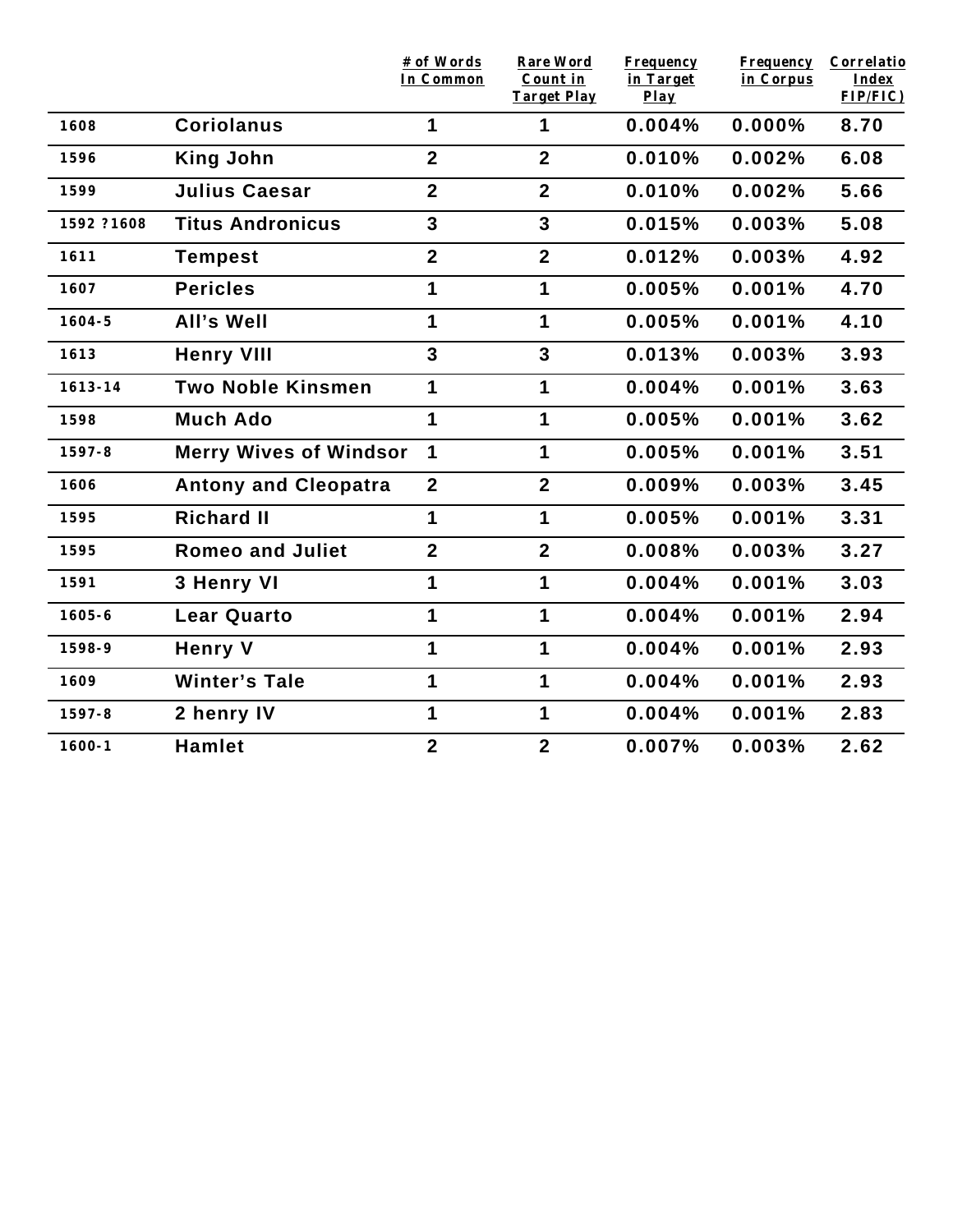| | | # of Words In Common | Rare Word Count in Target Play | Frequency in Target Play | Frequency in Corpus | Correlatio Index FIP/FIC) |
|---|---|---|---|---|---|---|
| 1608 | Coriolanus | 1 | 1 | 0.004% | 0.000% | 8.70 |
| 1596 | King John | 2 | 2 | 0.010% | 0.002% | 6.08 |
| 1599 | Julius Caesar | 2 | 2 | 0.010% | 0.002% | 5.66 |
| 1592 ?1608 | Titus Andronicus | 3 | 3 | 0.015% | 0.003% | 5.08 |
| 1611 | Tempest | 2 | 2 | 0.012% | 0.003% | 4.92 |
| 1607 | Pericles | 1 | 1 | 0.005% | 0.001% | 4.70 |
| 1604-5 | All's Well | 1 | 1 | 0.005% | 0.001% | 4.10 |
| 1613 | Henry VIII | 3 | 3 | 0.013% | 0.003% | 3.93 |
| 1613-14 | Two Noble Kinsmen | 1 | 1 | 0.004% | 0.001% | 3.63 |
| 1598 | Much Ado | 1 | 1 | 0.005% | 0.001% | 3.62 |
| 1597-8 | Merry Wives of Windsor | 1 | 1 | 0.005% | 0.001% | 3.51 |
| 1606 | Antony and Cleopatra | 2 | 2 | 0.009% | 0.003% | 3.45 |
| 1595 | Richard II | 1 | 1 | 0.005% | 0.001% | 3.31 |
| 1595 | Romeo and Juliet | 2 | 2 | 0.008% | 0.003% | 3.27 |
| 1591 | 3 Henry VI | 1 | 1 | 0.004% | 0.001% | 3.03 |
| 1605-6 | Lear Quarto | 1 | 1 | 0.004% | 0.001% | 2.94 |
| 1598-9 | Henry V | 1 | 1 | 0.004% | 0.001% | 2.93 |
| 1609 | Winter's Tale | 1 | 1 | 0.004% | 0.001% | 2.93 |
| 1597-8 | 2 henry IV | 1 | 1 | 0.004% | 0.001% | 2.83 |
| 1600-1 | Hamlet | 2 | 2 | 0.007% | 0.003% | 2.62 |